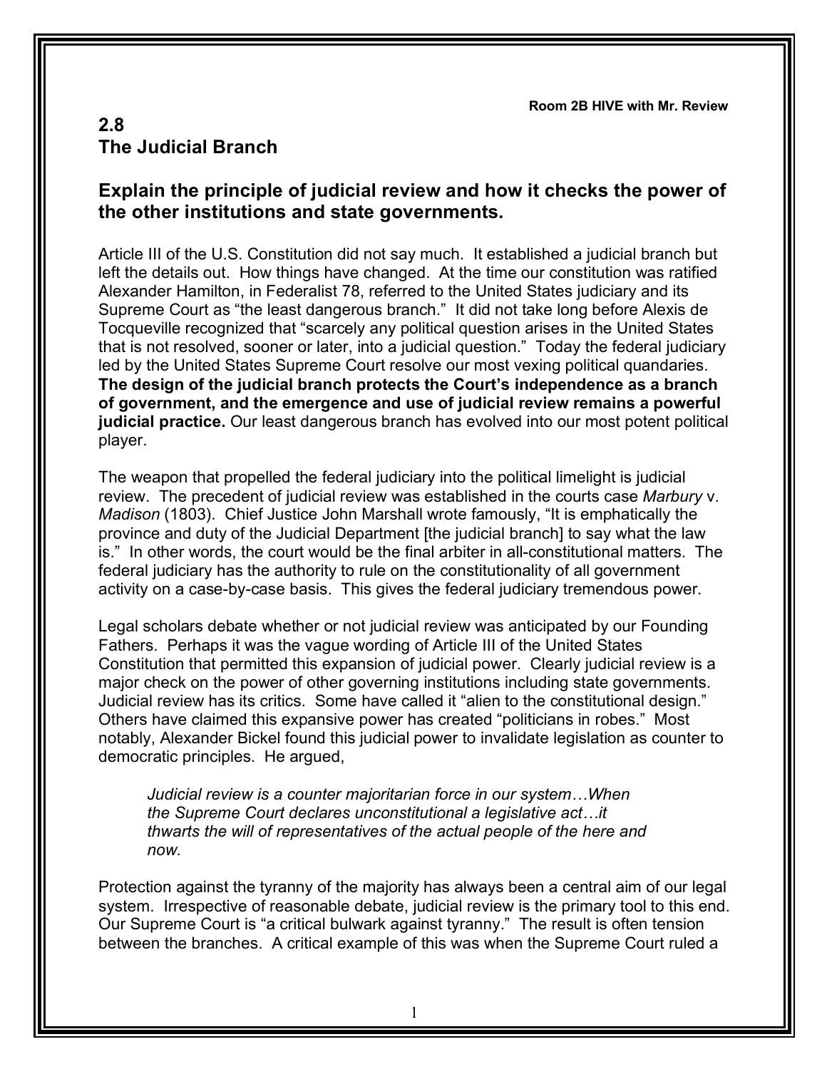Room 2B HIVE with Mr. Review

## 2.8
## The Judicial Branch

### Explain the principle of judicial review and how it checks the power of the other institutions and state governments.

Article III of the U.S. Constitution did not say much. It established a judicial branch but left the details out. How things have changed. At the time our constitution was ratified Alexander Hamilton, in Federalist 78, referred to the United States judiciary and its Supreme Court as "the least dangerous branch." It did not take long before Alexis de Tocqueville recognized that "scarcely any political question arises in the United States that is not resolved, sooner or later, into a judicial question." Today the federal judiciary led by the United States Supreme Court resolve our most vexing political quandaries. **The design of the judicial branch protects the Court's independence as a branch of government, and the emergence and use of judicial review remains a powerful judicial practice.** Our least dangerous branch has evolved into our most potent political player.

The weapon that propelled the federal judiciary into the political limelight is judicial review. The precedent of judicial review was established in the courts case *Marbury* v. *Madison* (1803). Chief Justice John Marshall wrote famously, "It is emphatically the province and duty of the Judicial Department [the judicial branch] to say what the law is." In other words, the court would be the final arbiter in all-constitutional matters. The federal judiciary has the authority to rule on the constitutionality of all government activity on a case-by-case basis. This gives the federal judiciary tremendous power.

Legal scholars debate whether or not judicial review was anticipated by our Founding Fathers. Perhaps it was the vague wording of Article III of the United States Constitution that permitted this expansion of judicial power. Clearly judicial review is a major check on the power of other governing institutions including state governments. Judicial review has its critics. Some have called it "alien to the constitutional design." Others have claimed this expansive power has created "politicians in robes." Most notably, Alexander Bickel found this judicial power to invalidate legislation as counter to democratic principles. He argued,

> *Judicial review is a counter majoritarian force in our system…When the Supreme Court declares unconstitutional a legislative act…it thwarts the will of representatives of the actual people of the here and now.*

Protection against the tyranny of the majority has always been a central aim of our legal system. Irrespective of reasonable debate, judicial review is the primary tool to this end. Our Supreme Court is "a critical bulwark against tyranny." The result is often tension between the branches. A critical example of this was when the Supreme Court ruled a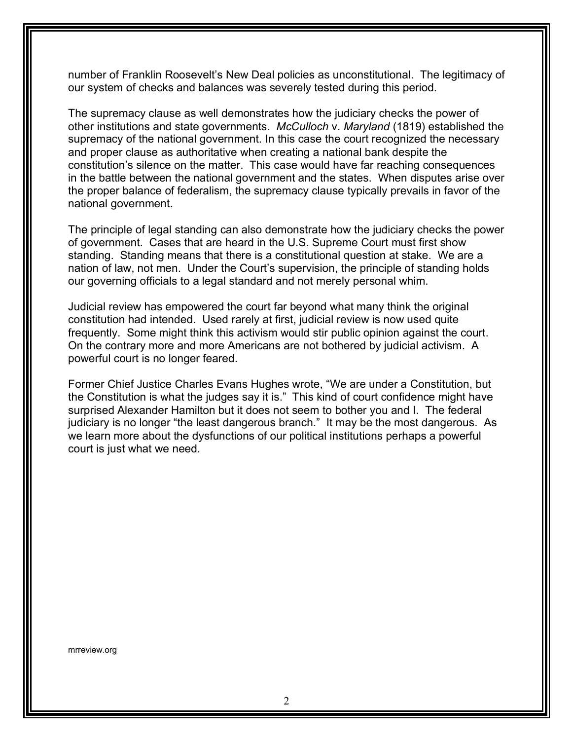number of Franklin Roosevelt's New Deal policies as unconstitutional. The legitimacy of our system of checks and balances was severely tested during this period.

The supremacy clause as well demonstrates how the judiciary checks the power of other institutions and state governments. *McCulloch* v. *Maryland* (1819) established the supremacy of the national government. In this case the court recognized the necessary and proper clause as authoritative when creating a national bank despite the constitution's silence on the matter. This case would have far reaching consequences in the battle between the national government and the states. When disputes arise over the proper balance of federalism, the supremacy clause typically prevails in favor of the national government.

The principle of legal standing can also demonstrate how the judiciary checks the power of government. Cases that are heard in the U.S. Supreme Court must first show standing. Standing means that there is a constitutional question at stake. We are a nation of law, not men. Under the Court's supervision, the principle of standing holds our governing officials to a legal standard and not merely personal whim.

Judicial review has empowered the court far beyond what many think the original constitution had intended. Used rarely at first, judicial review is now used quite frequently. Some might think this activism would stir public opinion against the court. On the contrary more and more Americans are not bothered by judicial activism. A powerful court is no longer feared.

Former Chief Justice Charles Evans Hughes wrote, "We are under a Constitution, but the Constitution is what the judges say it is." This kind of court confidence might have surprised Alexander Hamilton but it does not seem to bother you and I. The federal judiciary is no longer "the least dangerous branch." It may be the most dangerous. As we learn more about the dysfunctions of our political institutions perhaps a powerful court is just what we need.

mrreview.org